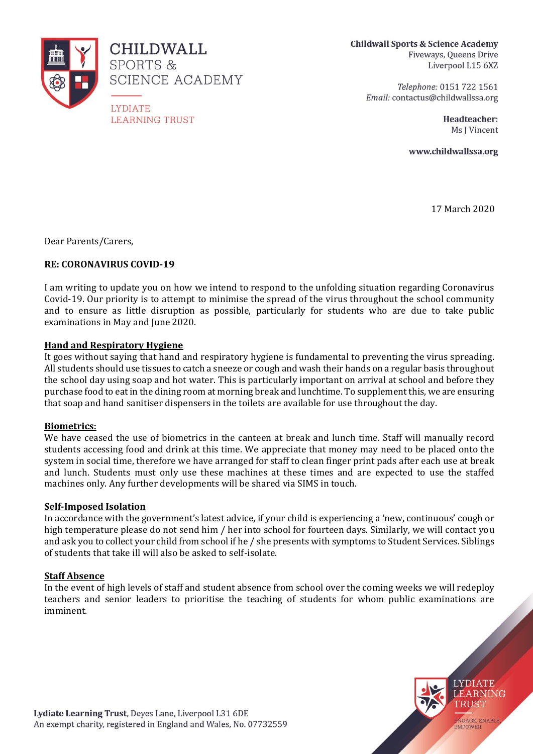**CHILDWALL SPORTS & SCIENCE ACADEMY**

LYDIATE LEARNING TRUST

**Childwall Sports & Science Academy**
Fiveways, Queens Drive
Liverpool L15 6XZ

*Telephone:* 0151 722 1561
*Email:* contactus@childwallssa.org

**Headteacher:**
Ms J Vincent

**www.childwallssa.org**

17 March 2020

Dear Parents/Carers,

**RE: CORONAVIRUS COVID-19**

I am writing to update you on how we intend to respond to the unfolding situation regarding Coronavirus Covid-19. Our priority is to attempt to minimise the spread of the virus throughout the school community and to ensure as little disruption as possible, particularly for students who are due to take public examinations in May and June 2020.

**Hand and Respiratory Hygiene**

It goes without saying that hand and respiratory hygiene is fundamental to preventing the virus spreading. All students should use tissues to catch a sneeze or cough and wash their hands on a regular basis throughout the school day using soap and hot water. This is particularly important on arrival at school and before they purchase food to eat in the dining room at morning break and lunchtime. To supplement this, we are ensuring that soap and hand sanitiser dispensers in the toilets are available for use throughout the day.

**Biometrics:**

We have ceased the use of biometrics in the canteen at break and lunch time. Staff will manually record students accessing food and drink at this time. We appreciate that money may need to be placed onto the system in social time, therefore we have arranged for staff to clean finger print pads after each use at break and lunch. Students must only use these machines at these times and are expected to use the staffed machines only. Any further developments will be shared via SIMS in touch.

**Self-Imposed Isolation**

In accordance with the government's latest advice, if your child is experiencing a 'new, continuous' cough or high temperature please do not send him / her into school for fourteen days. Similarly, we will contact you and ask you to collect your child from school if he / she presents with symptoms to Student Services. Siblings of students that take ill will also be asked to self-isolate.

**Staff Absence**

In the event of high levels of staff and student absence from school over the coming weeks we will redeploy teachers and senior leaders to prioritise the teaching of students for whom public examinations are imminent.

**Lydiate Learning Trust**, Deyes Lane, Liverpool L31 6DE
An exempt charity, registered in England and Wales, No. 07732559

LYDIATE LEARNING TRUST
ENGAGE, ENABLE, EMPOWER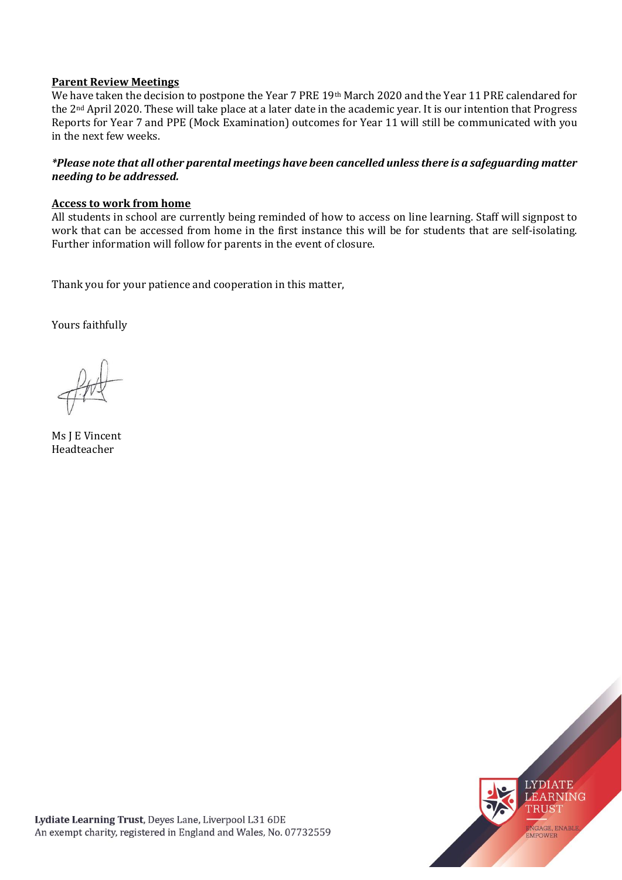**<u>Parent Review Meetings</u>**

We have taken the decision to postpone the Year 7 PRE 19th March 2020 and the Year 11 PRE calendared for the 2nd April 2020. These will take place at a later date in the academic year. It is our intention that Progress Reports for Year 7 and PPE (Mock Examination) outcomes for Year 11 will still be communicated with you in the next few weeks.

***Please note that all other parental meetings have been cancelled unless there is a safeguarding matter needing to be addressed.***

**<u>Access to work from home</u>**

All students in school are currently being reminded of how to access on line learning. Staff will signpost to work that can be accessed from home in the first instance this will be for students that are self-isolating. Further information will follow for parents in the event of closure.

Thank you for your patience and cooperation in this matter,

Yours faithfully

Ms J E Vincent
Headteacher

**Lydiate Learning Trust**, Deyes Lane, Liverpool L31 6DE
An exempt charity, registered in England and Wales, No. 07732559

LYDIATE LEARNING TRUST
ENGAGE, ENABLE, EMPOWER